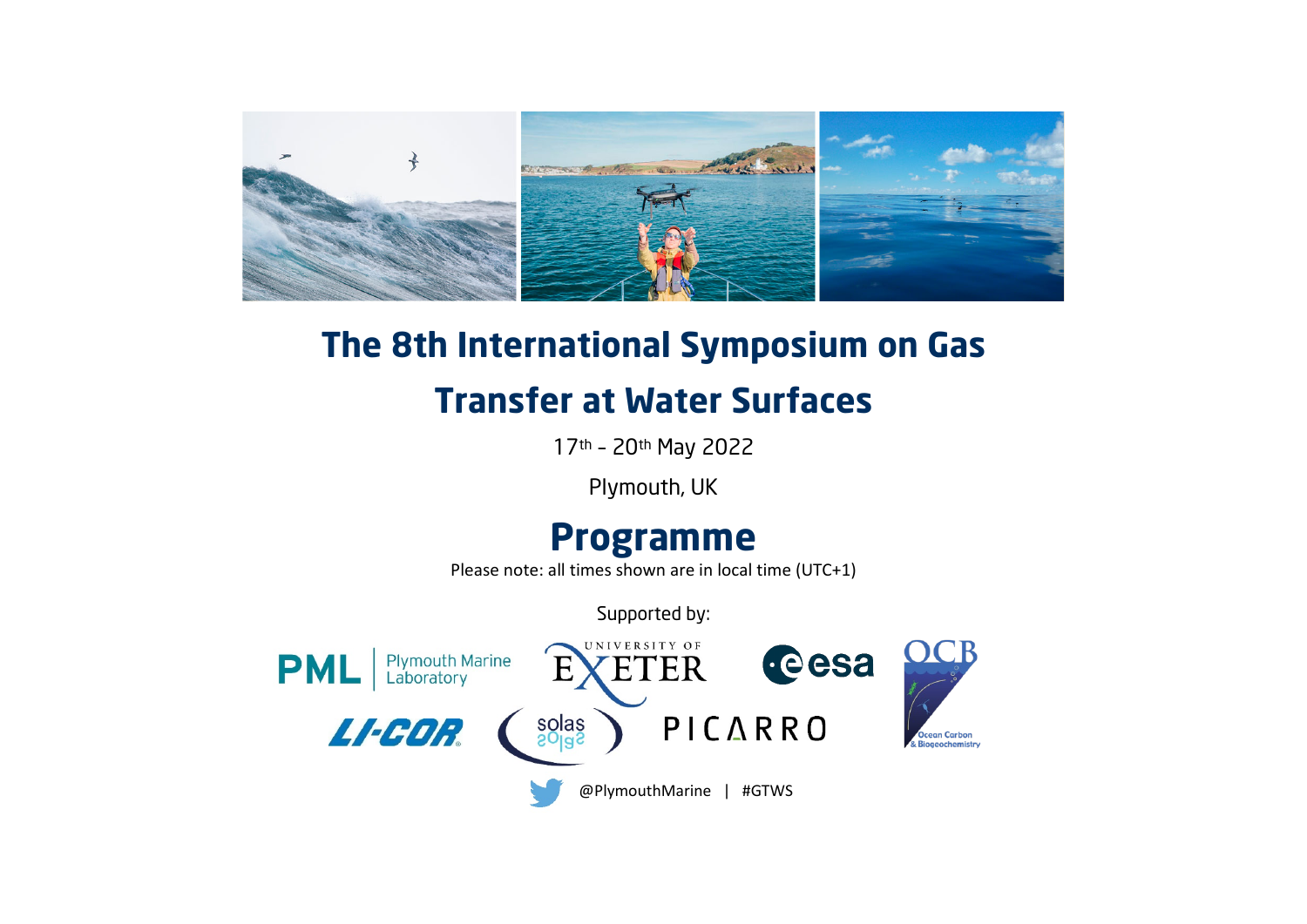# The 8th International Symposium on Gas Transfer at Water Surfaces

17th - 20th May 2022

Plymouth, UK

## Programme

Please note: all times shown are in local time (UTC+1)

Supported by:

PML Plymouth Marine Laboratory | University of Exeter | esa | OCB Ocean Carbon & Biogeochemistry | LI-COR | solas | PICARRO

@PlymouthMarine | #GTWS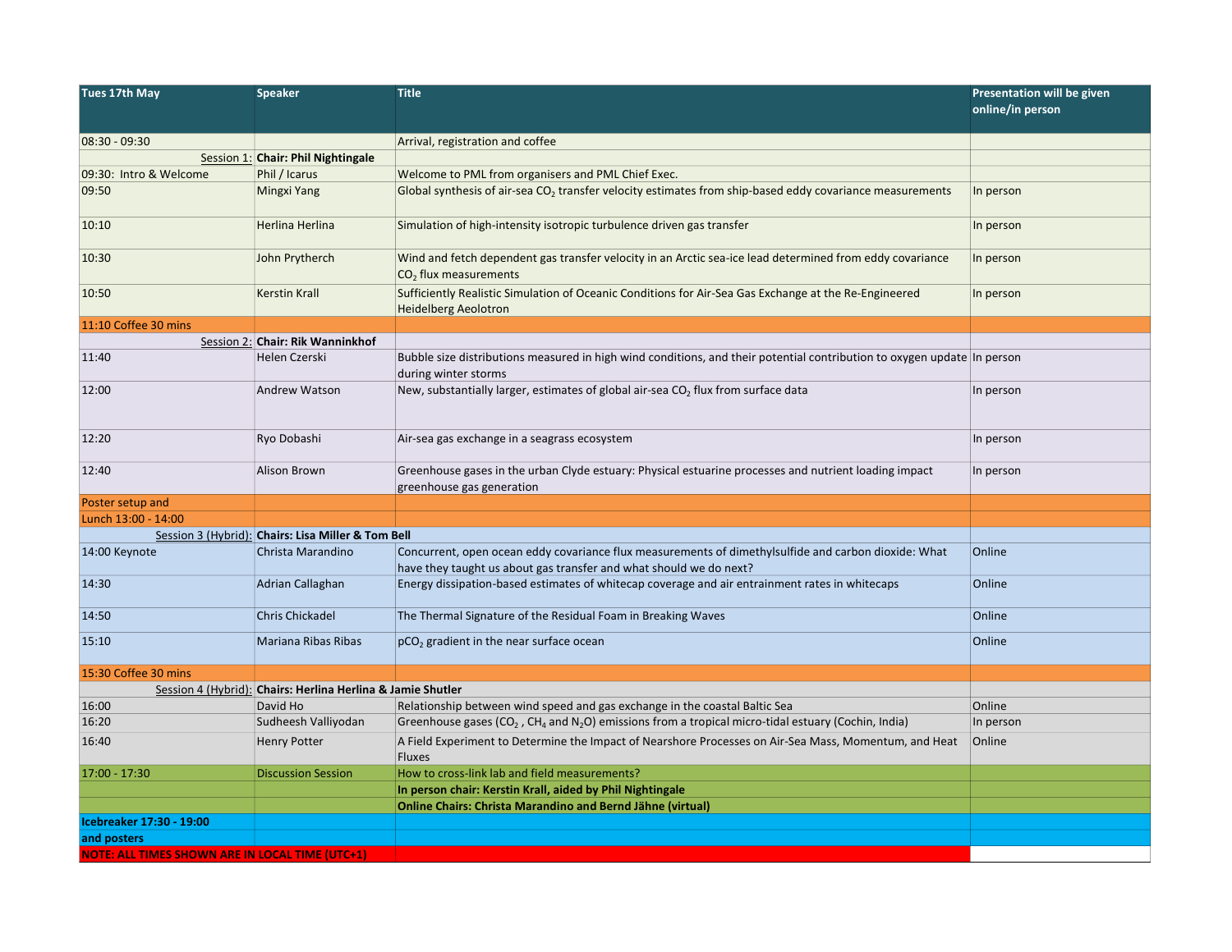| Tues 17th May | Speaker | Title | Presentation will be given online/in person |
|---|---|---|---|
| 08:30 - 09:30 | | Arrival, registration and coffee | |
| Session 1: | **Chair: Phil Nightingale** | | |
| 09:30: Intro & Welcome | Phil / Icarus | Welcome to PML from organisers and PML Chief Exec. | |
| 09:50 | Mingxi Yang | Global synthesis of air-sea $CO_2$ transfer velocity estimates from ship-based eddy covariance measurements | In person |
| 10:10 | Herlina Herlina | Simulation of high-intensity isotropic turbulence driven gas transfer | In person |
| 10:30 | John Prytherch | Wind and fetch dependent gas transfer velocity in an Arctic sea-ice lead determined from eddy covariance $CO_2$ flux measurements | In person |
| 10:50 | Kerstin Krall | Sufficiently Realistic Simulation of Oceanic Conditions for Air-Sea Gas Exchange at the Re-Engineered Heidelberg Aeolotron | In person |
| 11:10 Coffee 30 mins | | | |
| Session 2: | **Chair: Rik Wanninkhof** | | |
| 11:40 | Helen Czerski | Bubble size distributions measured in high wind conditions, and their potential contribution to oxygen update during winter storms | In person |
| 12:00 | Andrew Watson | New, substantially larger, estimates of global air-sea $CO_2$ flux from surface data | In person |
| 12:20 | Ryo Dobashi | Air-sea gas exchange in a seagrass ecosystem | In person |
| 12:40 | Alison Brown | Greenhouse gases in the urban Clyde estuary: Physical estuarine processes and nutrient loading impact greenhouse gas generation | In person |
| Poster setup and | | | |
| Lunch 13:00 - 14:00 | | | |
| Session 3 (Hybrid): | **Chairs: Lisa Miller & Tom Bell** | | |
| 14:00 Keynote | Christa Marandino | Concurrent, open ocean eddy covariance flux measurements of dimethylsulfide and carbon dioxide: What have they taught us about gas transfer and what should we do next? | Online |
| 14:30 | Adrian Callaghan | Energy dissipation-based estimates of whitecap coverage and air entrainment rates in whitecaps | Online |
| 14:50 | Chris Chickadel | The Thermal Signature of the Residual Foam in Breaking Waves | Online |
| 15:10 | Mariana Ribas Ribas | $pCO_2$ gradient in the near surface ocean | Online |
| 15:30 Coffee 30 mins | | | |
| Session 4 (Hybrid): | **Chairs: Herlina Herlina & Jamie Shutler** | | |
| 16:00 | David Ho | Relationship between wind speed and gas exchange in the coastal Baltic Sea | Online |
| 16:20 | Sudheesh Valliyodan | Greenhouse gases ($CO_2$ , $CH_4$ and $N_2O$) emissions from a tropical micro-tidal estuary (Cochin, India) | In person |
| 16:40 | Henry Potter | A Field Experiment to Determine the Impact of Nearshore Processes on Air-Sea Mass, Momentum, and Heat Fluxes | Online |
| 17:00 - 17:30 | Discussion Session | How to cross-link lab and field measurements? | |
| | | **In person chair: Kerstin Krall, aided by Phil Nightingale** | |
| | | **Online Chairs: Christa Marandino and Bernd Jähne (virtual)** | |
| **Icebreaker 17:30 - 19:00** | | | |
| **and posters** | | | |
| **NOTE: ALL TIMES SHOWN ARE IN LOCAL TIME (UTC+1)** | | | |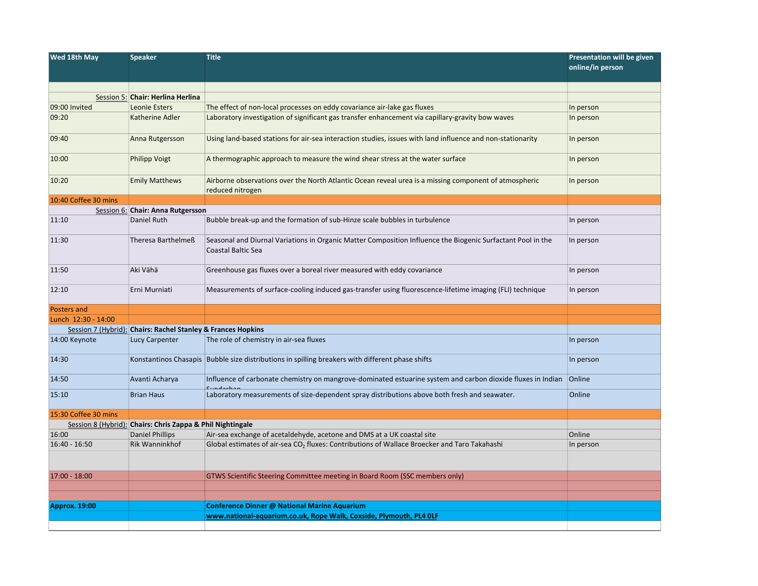| Wed 18th May | Speaker | Title | Presentation will be given online/in person |
|---|---|---|---|
| | | | |
| Session 5: | **Chair: Herlina Herlina** | | |
| 09:00 Invited | Leonie Esters | The effect of non-local processes on eddy covariance air-lake gas fluxes | In person |
| 09:20 | Katherine Adler | Laboratory investigation of significant gas transfer enhancement via capillary-gravity bow waves | In person |
| 09:40 | Anna Rutgersson | Using land-based stations for air-sea interaction studies, issues with land influence and non-stationarity | In person |
| 10:00 | Philipp Voigt | A thermographic approach to measure the wind shear stress at the water surface | In person |
| 10:20 | Emily Matthews | Airborne observations over the North Atlantic Ocean reveal urea is a missing component of atmospheric reduced nitrogen | In person |
| 10:40 Coffee 30 mins | | | |
| Session 6: | **Chair: Anna Rutgersson** | | |
| 11:10 | Daniel Ruth | Bubble break-up and the formation of sub-Hinze scale bubbles in turbulence | In person |
| 11:30 | Theresa Barthelmeß | Seasonal and Diurnal Variations in Organic Matter Composition Influence the Biogenic Surfactant Pool in the Coastal Baltic Sea | In person |
| 11:50 | Aki Vähä | Greenhouse gas fluxes over a boreal river measured with eddy covariance | In person |
| 12:10 | Erni Murniati | Measurements of surface-cooling induced gas-transfer using fluorescence-lifetime imaging (FLI) technique | In person |
| Posters and | | | |
| Lunch 12:30 - 14:00 | | | |
| Session 7 (Hybrid): | **Chairs: Rachel Stanley & Frances Hopkins** | | |
| 14:00 Keynote | Lucy Carpenter | The role of chemistry in air-sea fluxes | In person |
| 14:30 | Konstantinos Chasapis | Bubble size distributions in spilling breakers with different phase shifts | In person |
| 14:50 | Avanti Acharya | Influence of carbonate chemistry on mangrove-dominated estuarine system and carbon dioxide fluxes in Indian Sundarban | Online |
| 15:10 | Brian Haus | Laboratory measurements of size-dependent spray distributions above both fresh and seawater. | Online |
| 15:30 Coffee 30 mins | | | |
| Session 8 (Hybrid): | **Chairs: Chris Zappa & Phil Nightingale** | | |
| 16:00 | Daniel Phillips | Air-sea exchange of acetaldehyde, acetone and DMS at a UK coastal site | Online |
| 16:40 - 16:50 | Rik Wanninkhof | Global estimates of air-sea $CO_2$ fluxes: Contributions of Wallace Broecker and Taro Takahashi | In person |
| | | | |
| 17:00 - 18:00 | | GTWS Scientific Steering Committee meeting in Board Room (SSC members only) | |
| | | | |
| | | | |
| **Approx. 19:00** | | **Conference Dinner @ National Marine Aquarium** | |
| | | **www.national-aquarium.co.uk, Rope Walk, Coxside, Plymouth, PL4 0LF** | |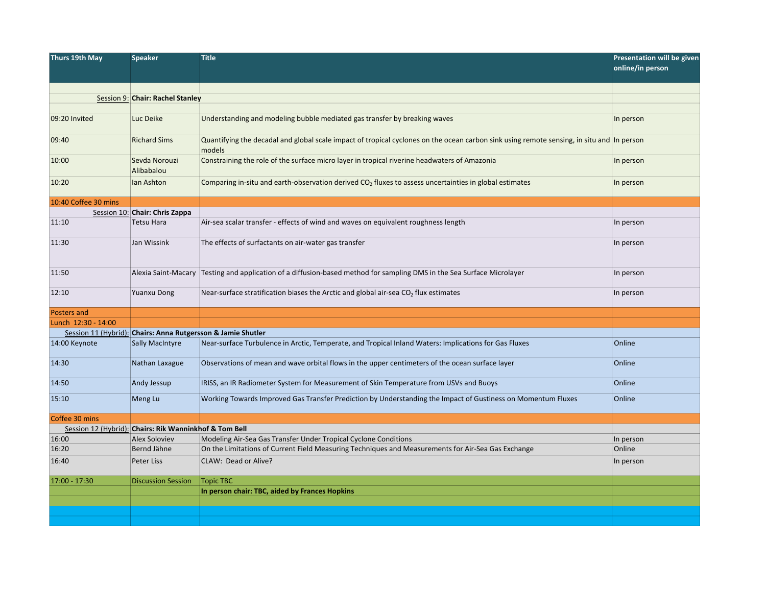| Thurs 19th May | Speaker | Title | Presentation will be given online/in person |
|---|---|---|---|
| | | | |
| Session 9: | **Chair: Rachel Stanley** | | |
| | | | |
| 09:20 Invited | Luc Deike | Understanding and modeling bubble mediated gas transfer by breaking waves | In person |
| 09:40 | Richard Sims | Quantifying the decadal and global scale impact of tropical cyclones on the ocean carbon sink using remote sensing, in situ and models | In person |
| 10:00 | Sevda Norouzi Alibabalou | Constraining the role of the surface micro layer in tropical riverine headwaters of Amazonia | In person |
| 10:20 | Ian Ashton | Comparing in-situ and earth-observation derived $CO_2$ fluxes to assess uncertainties in global estimates | In person |
| 10:40 Coffee 30 mins | | | |
| Session 10: | **Chair: Chris Zappa** | | |
| 11:10 | Tetsu Hara | Air-sea scalar transfer - effects of wind and waves on equivalent roughness length | In person |
| 11:30 | Jan Wissink | The effects of surfactants on air-water gas transfer | In person |
| 11:50 | Alexia Saint-Macary | Testing and application of a diffusion-based method for sampling DMS in the Sea Surface Microlayer | In person |
| 12:10 | Yuanxu Dong | Near-surface stratification biases the Arctic and global air-sea $CO_2$ flux estimates | In person |
| Posters and | | | |
| Lunch 12:30 - 14:00 | | | |
| Session 11 (Hybrid): | **Chairs: Anna Rutgersson & Jamie Shutler** | | |
| 14:00 Keynote | Sally MacIntyre | Near-surface Turbulence in Arctic, Temperate, and Tropical Inland Waters: Implications for Gas Fluxes | Online |
| 14:30 | Nathan Laxague | Observations of mean and wave orbital flows in the upper centimeters of the ocean surface layer | Online |
| 14:50 | Andy Jessup | IRISS, an IR Radiometer System for Measurement of Skin Temperature from USVs and Buoys | Online |
| 15:10 | Meng Lu | Working Towards Improved Gas Transfer Prediction by Understanding the Impact of Gustiness on Momentum Fluxes | Online |
| Coffee 30 mins | | | |
| Session 12 (Hybrid): | **Chairs: Rik Wanninkhof & Tom Bell** | | |
| 16:00 | Alex Soloviev | Modeling Air-Sea Gas Transfer Under Tropical Cyclone Conditions | In person |
| 16:20 | Bernd Jähne | On the Limitations of Current Field Measuring Techniques and Measurements for Air-Sea Gas Exchange | Online |
| 16:40 | Peter Liss | CLAW: Dead or Alive? | In person |
| 17:00 - 17:30 | Discussion Session | Topic TBC | |
| | | **In person chair: TBC, aided by Frances Hopkins** | |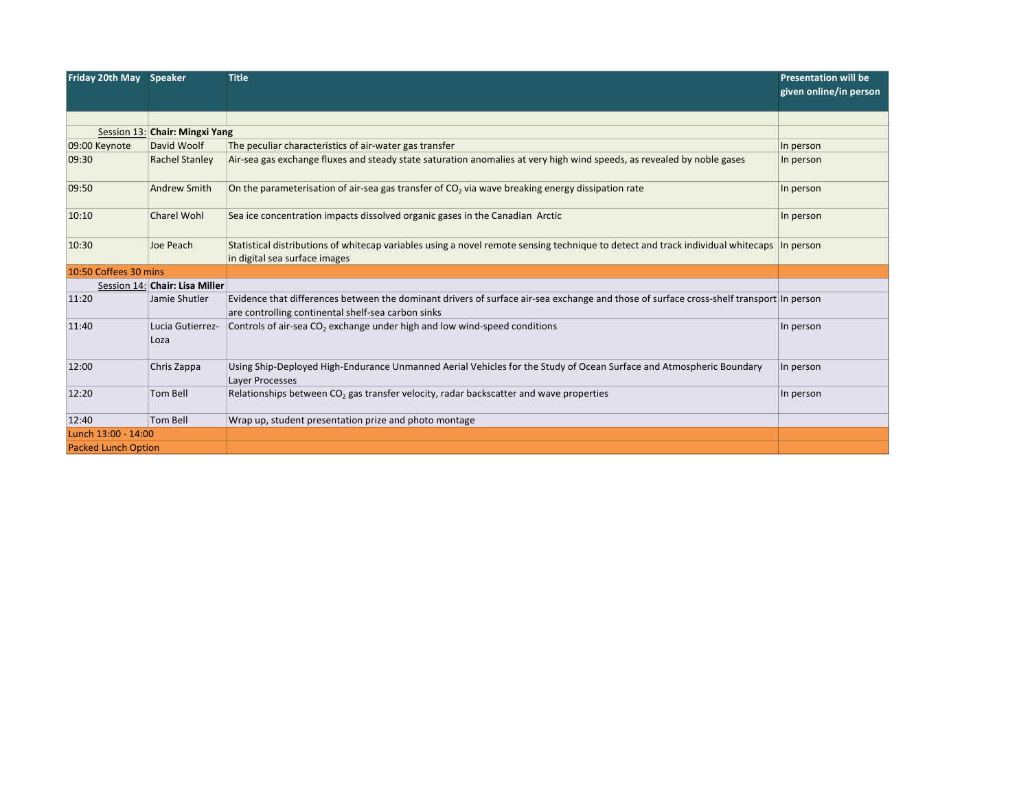| Friday 20th May | Speaker | Title | Presentation will be given online/in person |
|---|---|---|---|
| | | | |
| Session 13: | **Chair: Mingxi Yang** | | |
| 09:00 Keynote | David Woolf | The peculiar characteristics of air-water gas transfer | In person |
| 09:30 | Rachel Stanley | Air-sea gas exchange fluxes and steady state saturation anomalies at very high wind speeds, as revealed by noble gases | In person |
| 09:50 | Andrew Smith | On the parameterisation of air-sea gas transfer of $CO_2$ via wave breaking energy dissipation rate | In person |
| 10:10 | Charel Wohl | Sea ice concentration impacts dissolved organic gases in the Canadian Arctic | In person |
| 10:30 | Joe Peach | Statistical distributions of whitecap variables using a novel remote sensing technique to detect and track individual whitecaps in digital sea surface images | In person |
| 10:50 Coffees 30 mins | | | |
| Session 14: | **Chair: Lisa Miller** | | |
| 11:20 | Jamie Shutler | Evidence that differences between the dominant drivers of surface air-sea exchange and those of surface cross-shelf transport are controlling continental shelf-sea carbon sinks | In person |
| 11:40 | Lucia Gutierrez-Loza | Controls of air-sea $CO_2$ exchange under high and low wind-speed conditions | In person |
| 12:00 | Chris Zappa | Using Ship-Deployed High-Endurance Unmanned Aerial Vehicles for the Study of Ocean Surface and Atmospheric Boundary Layer Processes | In person |
| 12:20 | Tom Bell | Relationships between $CO_2$ gas transfer velocity, radar backscatter and wave properties | In person |
| 12:40 | Tom Bell | Wrap up, student presentation prize and photo montage | |
| Lunch 13:00 - 14:00 | | | |
| Packed Lunch Option | | | |